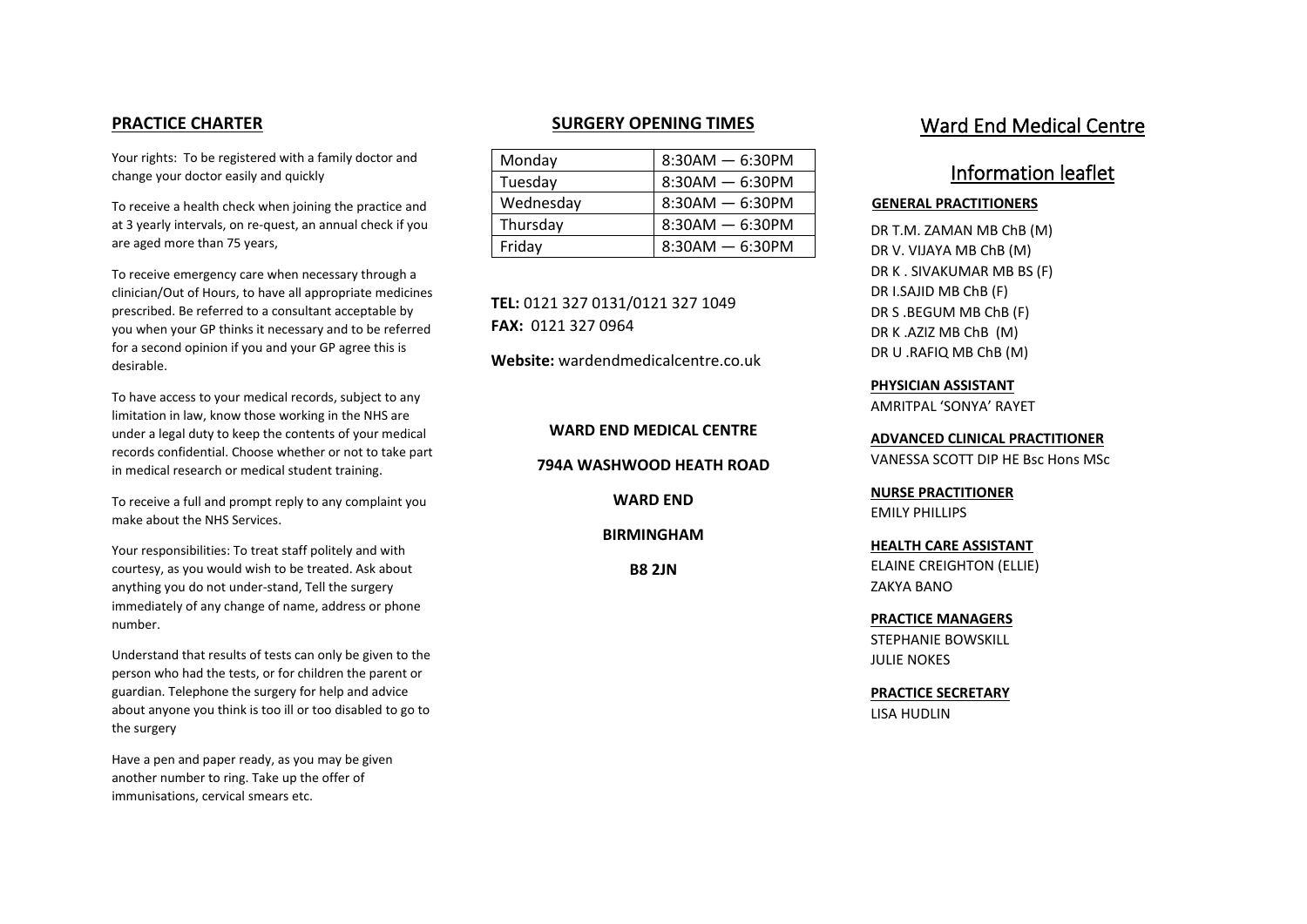## PRACTICE CHARTER

Your rights: To be registered with a family doctor and change your doctor easily and quickly

To receive a health check when joining the practice and at 3 yearly intervals, on re-quest, an annual check if you are aged more than 75 years,

To receive emergency care when necessary through a clinician/Out of Hours, to have all appropriate medicines prescribed. Be referred to a consultant acceptable by you when your GP thinks it necessary and to be referred for a second opinion if you and your GP agree this is desirable.

To have access to your medical records, subject to any limitation in law, know those working in the NHS are under a legal duty to keep the contents of your medical records confidential. Choose whether or not to take part in medical research or medical student training.

To receive a full and prompt reply to any complaint you make about the NHS Services.

Your responsibilities: To treat staff politely and with courtesy, as you would wish to be treated. Ask about anything you do not under-stand, Tell the surgery immediately of any change of name, address or phone number.

Understand that results of tests can only be given to the person who had the tests, or for children the parent or guardian. Telephone the surgery for help and advice about anyone you think is too ill or too disabled to go to the surgery

Have a pen and paper ready, as you may be given another number to ring. Take up the offer of immunisations, cervical smears etc.

## SURGERY OPENING TIMES

| Monday | 8:30AM — 6:30PM |
|---|---|
| Tuesday | 8:30AM — 6:30PM |
| Wednesday | 8:30AM — 6:30PM |
| Thursday | 8:30AM — 6:30PM |
| Friday | 8:30AM — 6:30PM |

**TEL:** 0121 327 0131/0121 327 1049
**FAX:** 0121 327 0964

**Website:** wardendmedicalcentre.co.uk

**WARD END MEDICAL CENTRE**

**794A WASHWOOD HEATH ROAD**

**WARD END**

**BIRMINGHAM**

**B8 2JN**

# Ward End Medical Centre

## Information leaflet

**GENERAL PRACTITIONERS**

DR T.M. ZAMAN MB ChB (M)
DR V. VIJAYA MB ChB (M)
DR K . SIVAKUMAR MB BS (F)
DR I.SAJID MB ChB (F)
DR S .BEGUM MB ChB (F)
DR K .AZIZ MB ChB (M)
DR U .RAFIQ MB ChB (M)

**PHYSICIAN ASSISTANT**
AMRITPAL 'SONYA' RAYET

**ADVANCED CLINICAL PRACTITIONER**
VANESSA SCOTT DIP HE Bsc Hons MSc

**NURSE PRACTITIONER**
EMILY PHILLIPS

**HEALTH CARE ASSISTANT**
ELAINE CREIGHTON (ELLIE)
ZAKYA BANO

**PRACTICE MANAGERS**
STEPHANIE BOWSKILL
JULIE NOKES

**PRACTICE SECRETARY**
LISA HUDLIN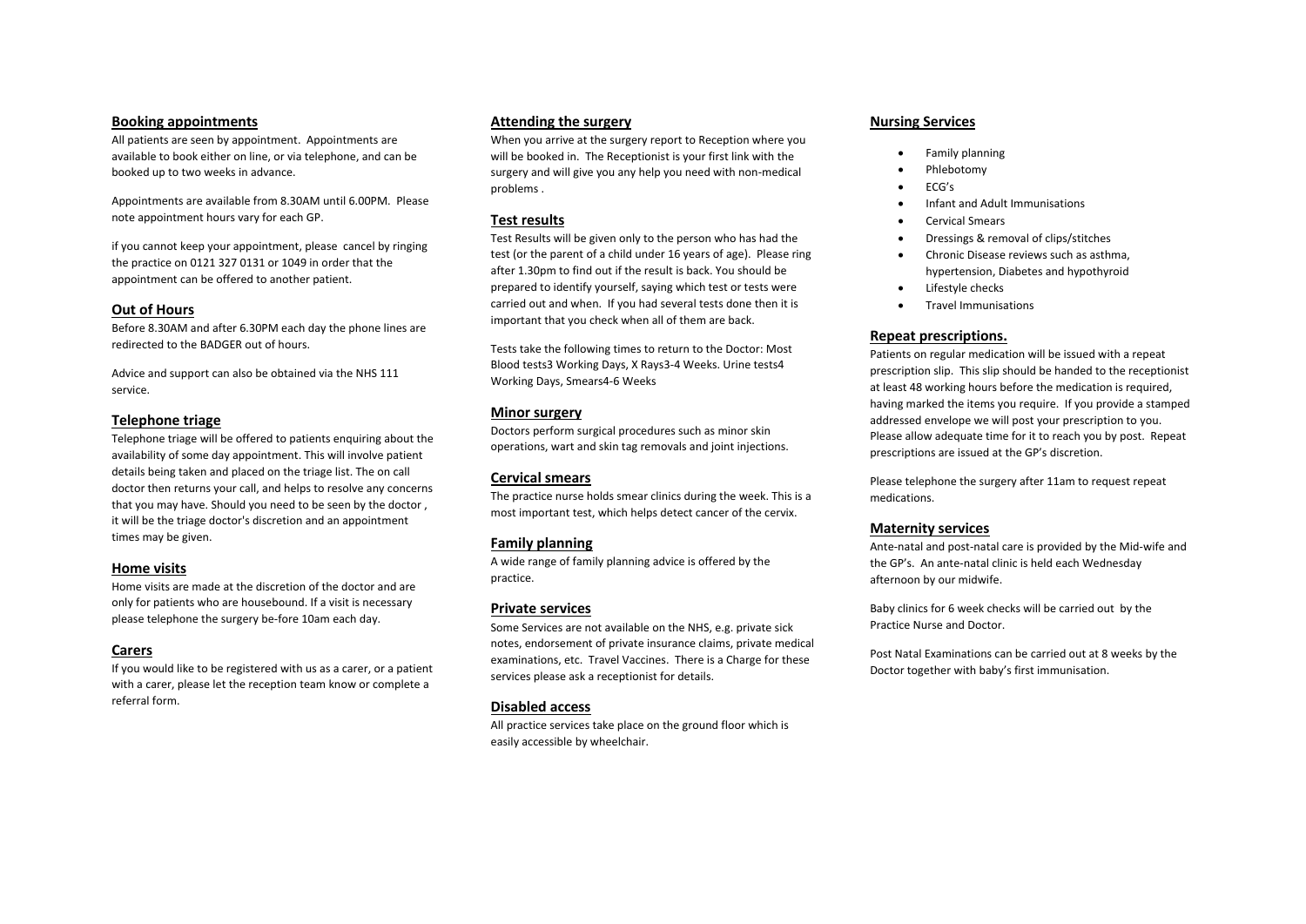## Booking appointments

All patients are seen by appointment. Appointments are available to book either on line, or via telephone, and can be booked up to two weeks in advance.

Appointments are available from 8.30AM until 6.00PM. Please note appointment hours vary for each GP.

if you cannot keep your appointment, please cancel by ringing the practice on 0121 327 0131 or 1049 in order that the appointment can be offered to another patient.

## Out of Hours

Before 8.30AM and after 6.30PM each day the phone lines are redirected to the BADGER out of hours.

Advice and support can also be obtained via the NHS 111 service.

## Telephone triage

Telephone triage will be offered to patients enquiring about the availability of some day appointment. This will involve patient details being taken and placed on the triage list. The on call doctor then returns your call, and helps to resolve any concerns that you may have. Should you need to be seen by the doctor , it will be the triage doctor's discretion and an appointment times may be given.

## Home visits

Home visits are made at the discretion of the doctor and are only for patients who are housebound. If a visit is necessary please telephone the surgery be-fore 10am each day.

## Carers

If you would like to be registered with us as a carer, or a patient with a carer, please let the reception team know or complete a referral form.

## Attending the surgery

When you arrive at the surgery report to Reception where you will be booked in. The Receptionist is your first link with the surgery and will give you any help you need with non-medical problems .

## Test results

Test Results will be given only to the person who has had the test (or the parent of a child under 16 years of age). Please ring after 1.30pm to find out if the result is back. You should be prepared to identify yourself, saying which test or tests were carried out and when. If you had several tests done then it is important that you check when all of them are back.

Tests take the following times to return to the Doctor: Most Blood tests3 Working Days, X Rays3-4 Weeks. Urine tests4 Working Days, Smears4-6 Weeks

## Minor surgery

Doctors perform surgical procedures such as minor skin operations, wart and skin tag removals and joint injections.

## Cervical smears

The practice nurse holds smear clinics during the week. This is a most important test, which helps detect cancer of the cervix.

## Family planning

A wide range of family planning advice is offered by the practice.

## Private services

Some Services are not available on the NHS, e.g. private sick notes, endorsement of private insurance claims, private medical examinations, etc. Travel Vaccines. There is a Charge for these services please ask a receptionist for details.

## Disabled access

All practice services take place on the ground floor which is easily accessible by wheelchair.

## Nursing Services

- Family planning
- Phlebotomy
- ECG's
- Infant and Adult Immunisations
- Cervical Smears
- Dressings & removal of clips/stitches
- Chronic Disease reviews such as asthma, hypertension, Diabetes and hypothyroid
- Lifestyle checks
- Travel Immunisations

## Repeat prescriptions.

Patients on regular medication will be issued with a repeat prescription slip. This slip should be handed to the receptionist at least 48 working hours before the medication is required, having marked the items you require. If you provide a stamped addressed envelope we will post your prescription to you. Please allow adequate time for it to reach you by post. Repeat prescriptions are issued at the GP's discretion.

Please telephone the surgery after 11am to request repeat medications.

## Maternity services

Ante-natal and post-natal care is provided by the Mid-wife and the GP's. An ante-natal clinic is held each Wednesday afternoon by our midwife.

Baby clinics for 6 week checks will be carried out by the Practice Nurse and Doctor.

Post Natal Examinations can be carried out at 8 weeks by the Doctor together with baby's first immunisation.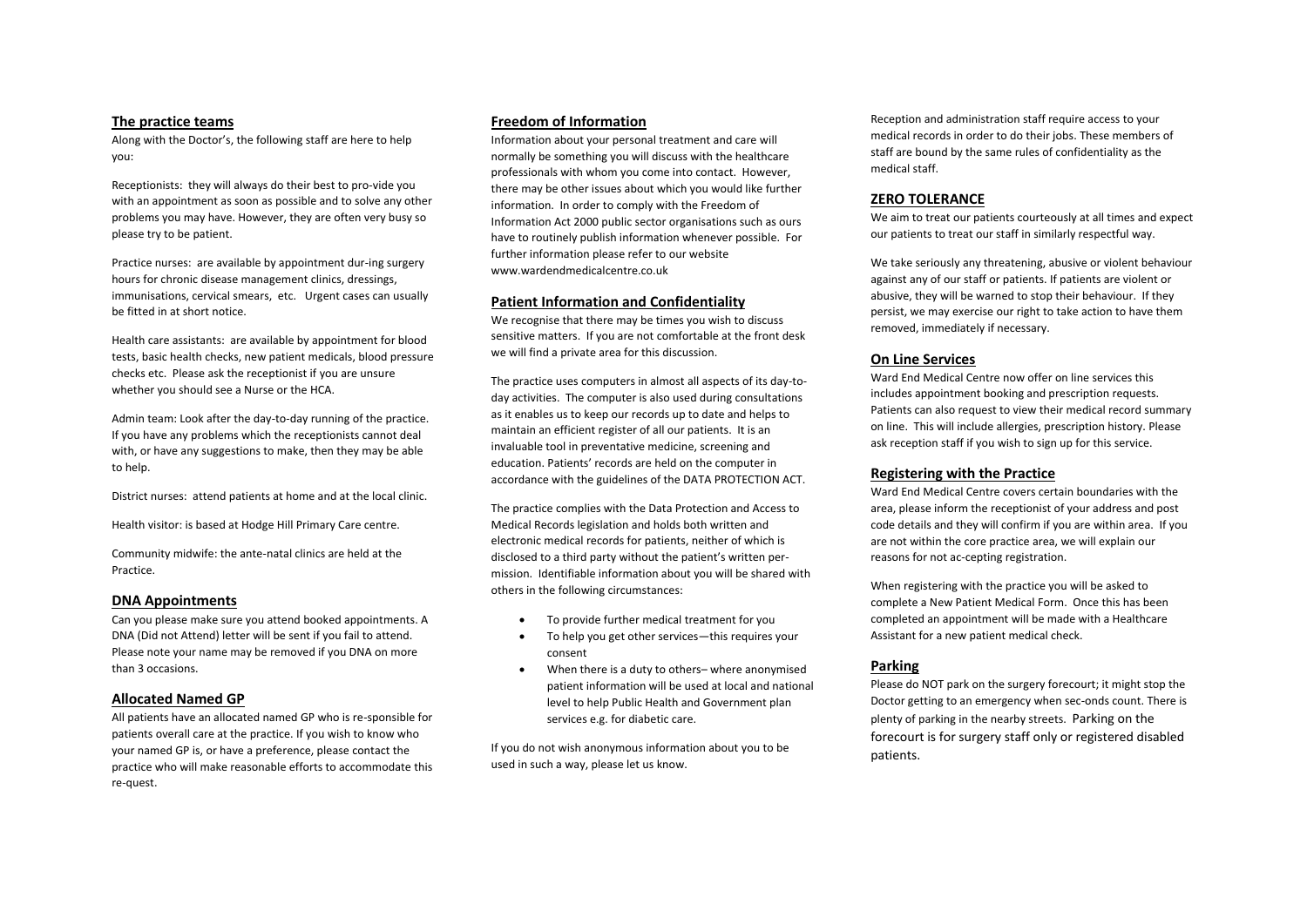## The practice teams

Along with the Doctor's, the following staff are here to help you:

Receptionists: they will always do their best to pro-vide you with an appointment as soon as possible and to solve any other problems you may have. However, they are often very busy so please try to be patient.

Practice nurses: are available by appointment dur-ing surgery hours for chronic disease management clinics, dressings, immunisations, cervical smears, etc. Urgent cases can usually be fitted in at short notice.

Health care assistants: are available by appointment for blood tests, basic health checks, new patient medicals, blood pressure checks etc. Please ask the receptionist if you are unsure whether you should see a Nurse or the HCA.

Admin team: Look after the day-to-day running of the practice. If you have any problems which the receptionists cannot deal with, or have any suggestions to make, then they may be able to help.

District nurses: attend patients at home and at the local clinic.

Health visitor: is based at Hodge Hill Primary Care centre.

Community midwife: the ante-natal clinics are held at the Practice.

## DNA Appointments

Can you please make sure you attend booked appointments. A DNA (Did not Attend) letter will be sent if you fail to attend. Please note your name may be removed if you DNA on more than 3 occasions.

## Allocated Named GP

All patients have an allocated named GP who is re-sponsible for patients overall care at the practice. If you wish to know who your named GP is, or have a preference, please contact the practice who will make reasonable efforts to accommodate this re-quest.

## Freedom of Information

Information about your personal treatment and care will normally be something you will discuss with the healthcare professionals with whom you come into contact. However, there may be other issues about which you would like further information. In order to comply with the Freedom of Information Act 2000 public sector organisations such as ours have to routinely publish information whenever possible. For further information please refer to our website www.wardendmedicalcentre.co.uk

## Patient Information and Confidentiality

We recognise that there may be times you wish to discuss sensitive matters. If you are not comfortable at the front desk we will find a private area for this discussion.

The practice uses computers in almost all aspects of its day-to-day activities. The computer is also used during consultations as it enables us to keep our records up to date and helps to maintain an efficient register of all our patients. It is an invaluable tool in preventative medicine, screening and education. Patients' records are held on the computer in accordance with the guidelines of the DATA PROTECTION ACT.

The practice complies with the Data Protection and Access to Medical Records legislation and holds both written and electronic medical records for patients, neither of which is disclosed to a third party without the patient's written per-mission. Identifiable information about you will be shared with others in the following circumstances:

- To provide further medical treatment for you
- To help you get other services—this requires your consent
- When there is a duty to others– where anonymised patient information will be used at local and national level to help Public Health and Government plan services e.g. for diabetic care.

If you do not wish anonymous information about you to be used in such a way, please let us know.

Reception and administration staff require access to your medical records in order to do their jobs. These members of staff are bound by the same rules of confidentiality as the medical staff.

## ZERO TOLERANCE

We aim to treat our patients courteously at all times and expect our patients to treat our staff in similarly respectful way.

We take seriously any threatening, abusive or violent behaviour against any of our staff or patients. If patients are violent or abusive, they will be warned to stop their behaviour. If they persist, we may exercise our right to take action to have them removed, immediately if necessary.

## On Line Services

Ward End Medical Centre now offer on line services this includes appointment booking and prescription requests. Patients can also request to view their medical record summary on line. This will include allergies, prescription history. Please ask reception staff if you wish to sign up for this service.

## Registering with the Practice

Ward End Medical Centre covers certain boundaries with the area, please inform the receptionist of your address and post code details and they will confirm if you are within area. If you are not within the core practice area, we will explain our reasons for not ac-cepting registration.

When registering with the practice you will be asked to complete a New Patient Medical Form. Once this has been completed an appointment will be made with a Healthcare Assistant for a new patient medical check.

## Parking

Please do NOT park on the surgery forecourt; it might stop the Doctor getting to an emergency when sec-onds count. There is plenty of parking in the nearby streets. Parking on the forecourt is for surgery staff only or registered disabled patients.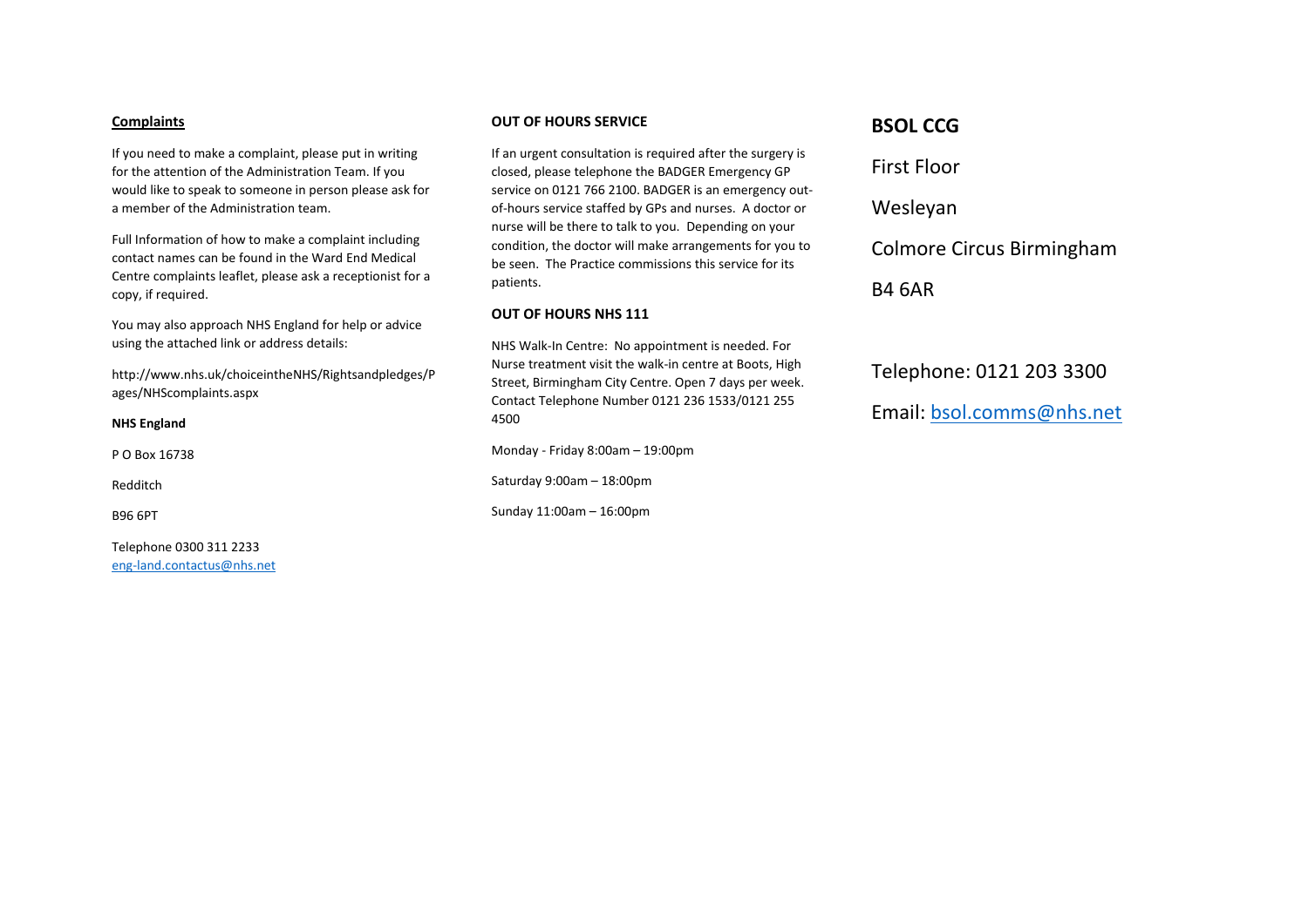## Complaints

If you need to make a complaint, please put in writing for the attention of the Administration Team. If you would like to speak to someone in person please ask for a member of the Administration team.

Full Information of how to make a complaint including contact names can be found in the Ward End Medical Centre complaints leaflet, please ask a receptionist for a copy, if required.

You may also approach NHS England for help or advice using the attached link or address details:

http://www.nhs.uk/choiceintheNHS/Rightsandpledges/Pages/NHScomplaints.aspx

**NHS England**

P O Box 16738

Redditch

B96 6PT

Telephone 0300 311 2233
eng-land.contactus@nhs.net

## OUT OF HOURS SERVICE

If an urgent consultation is required after the surgery is closed, please telephone the BADGER Emergency GP service on 0121 766 2100. BADGER is an emergency out-of-hours service staffed by GPs and nurses. A doctor or nurse will be there to talk to you. Depending on your condition, the doctor will make arrangements for you to be seen. The Practice commissions this service for its patients.

## OUT OF HOURS NHS 111

NHS Walk-In Centre: No appointment is needed. For Nurse treatment visit the walk-in centre at Boots, High Street, Birmingham City Centre. Open 7 days per week. Contact Telephone Number 0121 236 1533/0121 255 4500

Monday - Friday 8:00am – 19:00pm

Saturday 9:00am – 18:00pm

Sunday 11:00am – 16:00pm

## BSOL CCG

First Floor

Wesleyan

Colmore Circus Birmingham

B4 6AR

Telephone: 0121 203 3300

Email: bsol.comms@nhs.net